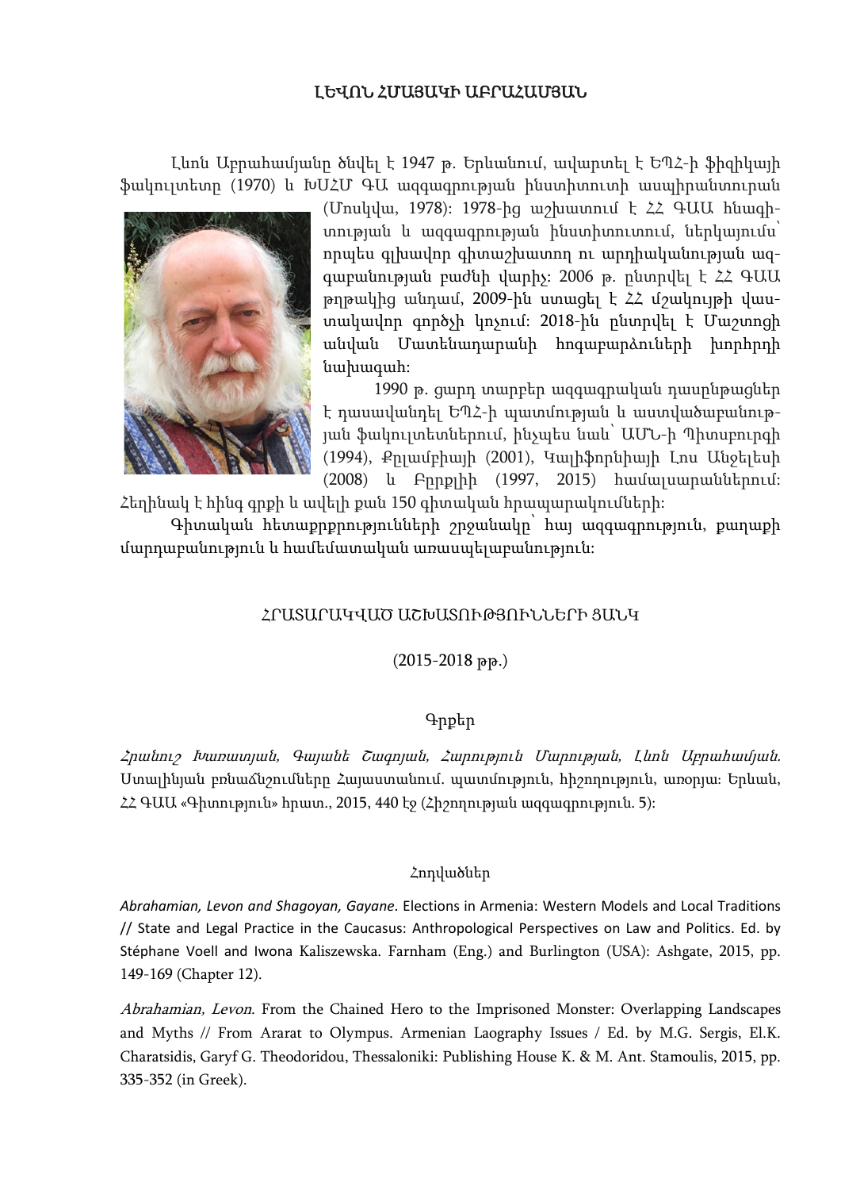# ԼԵՎՈՆ ՀՄԱՅԱԿԻ ԱԲՐԱՀԱՄՅԱՆ

Լևոն Աբրահամյանը ծնվել է 1947 թ. Երևանում, ավարտել է ԵՊՀ-ի ֆիզիկայի ֆակուլտետը (1970) և ԽՍՀՄ ԳԱ ազգագրության ինստիտուտի ասպիրանտուրան (Մոսկվա, 1978)։ 1978-ից աշխատում է ՀՀ ԳԱԱ հնագիտության և ազգագրության ինստիտուտում, ներկայումս՝ որպես գլխավոր գիտաշխատող ու արդիականության ազգաբանության բաժնի վարիչ։ 2006 թ. ընտրվել է ՀՀ ԳԱԱ թղթակից անդամ, 2009-ին ստացել է ՀՀ մշակույթի վաստակավոր գործչի կոչում։ 2018-ին ընտրվել է Մաշտոցի անվան Մատենադարանի հոգաբարձուների խորհրդի նախագահ։

1990 թ. ցարդ տարբեր ազգագրական դասընթացներ է դասավանդել ԵՊՀ-ի պատմության և աստվածաբանության ֆակուլտետներում, ինչպես նաև՝ ԱՄՆ-ի Պիտսբուրգի (1994), Քոլամբիայի (2001), Կալիֆորնիայի Լոս Անջելեսի (2008) և Բըրքլիի (1997, 2015) համալսարաններում։ Հեղինակ է հինգ գրքի և ավելի քան 150 գիտական հրապարակումների։

Գիտական հետաքրքրությունների շրջանակը՝ հայ ազգագրություն, քաղաքի մարդաբանություն և համեմատական առասպելաբանություն։

## ՀՐԱՏԱՐԱԿՎԱԾ ԱՇԽԱՏՈՒԹՅՈՒՆՆԵՐԻ ՑԱՆԿ

(2015-2018 թթ.)

### Գրքեր

*Հրանուշ Խառատյան, Գայանե Շագոյան, Հարություն Մարության, Լևոն Աբրահամյան.* Ստալինյան բռնաճնշումները Հայաստանում. պատմություն, հիշողություն, առօրյա։ Երևան, ՀՀ ԳԱԱ «Գիտություն» հրատ., 2015, 440 էջ (Հիշողության ազգագրություն. 5)։

### Հոդվածներ

*Abrahamian, Levon and Shagoyan, Gayane*. Elections in Armenia: Western Models and Local Traditions // State and Legal Practice in the Caucasus: Anthropological Perspectives on Law and Politics. Ed. by Stéphane Voell and Iwona Kaliszewska. Farnham (Eng.) and Burlington (USA): Ashgate, 2015, pp. 149-169 (Chapter 12).

*Abrahamian, Levon*. From the Chained Hero to the Imprisoned Monster: Overlapping Landscapes and Myths // From Ararat to Olympus. Armenian Laography Issues / Ed. by M.G. Sergis, El.K. Charatsidis, Garyf G. Theodoridou, Thessaloniki: Publishing House K. & M. Ant. Stamoulis, 2015, pp. 335-352 (in Greek).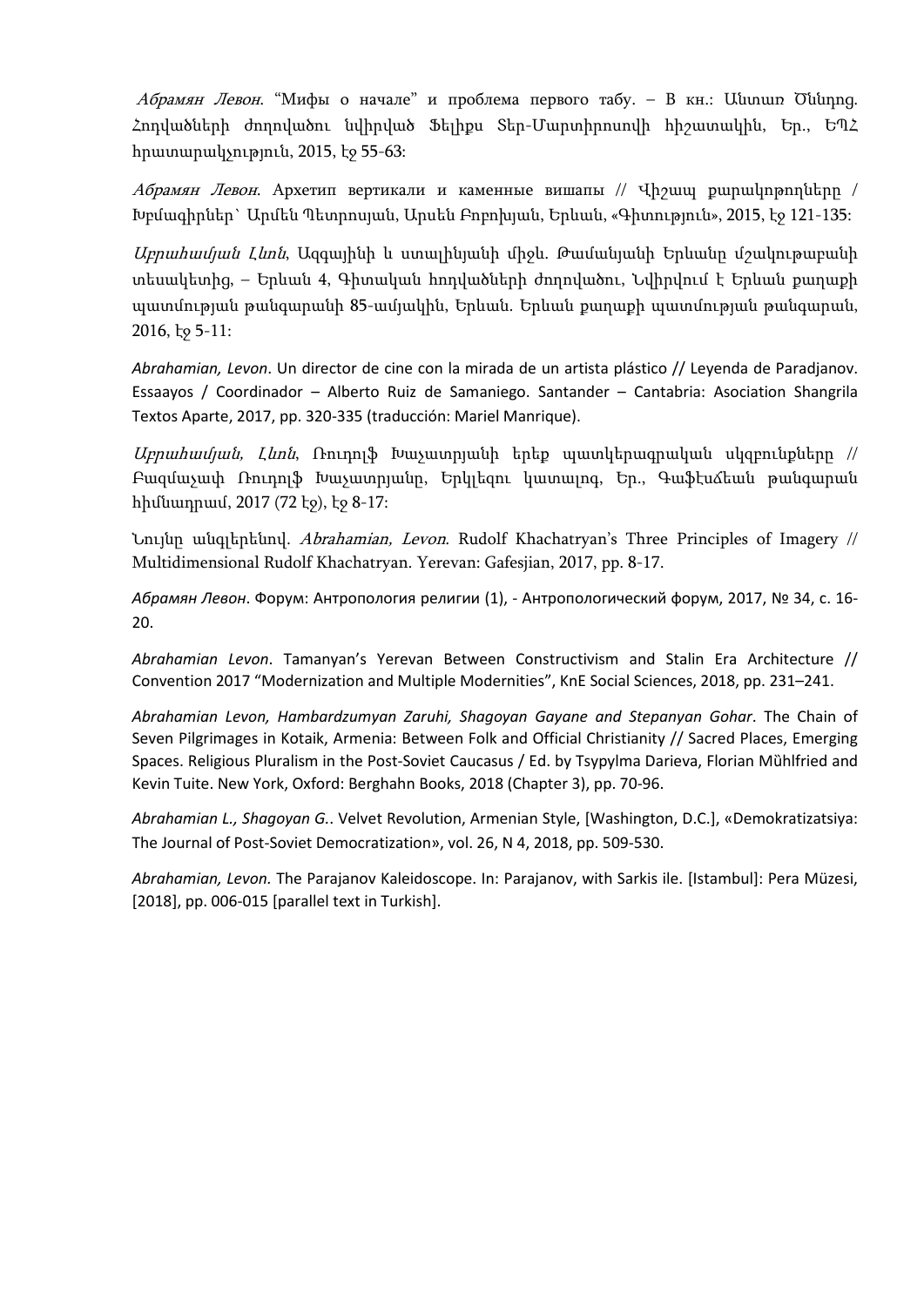*Абрамян Левон*. "Мифы о начале" и проблема первого табу. – В кн.: Անտառ Ծննդոց. Հոդվածների ժողովածու նվիրված Ֆելիքս Տեր-Մարտիրոսովի հիշատակին, Եր., ԵՊՀ հրատարակչություն, 2015, էջ 55-63:

*Абрамян Левон*. Архетип вертикали и каменные вишапы // Վիշապ քարակոթողները / Խմբագիրներ՝ Արմեն Պետրոսյան, Արսեն Բոբոխյան, Երևան, «Գիտություն», 2015, էջ 121-135:

*Աբրահամյան Լևոն*, Ազգայինի և ստալինյանի միջև. Թամանյանի Երևանը մշակութաբանի տեսակետից, – Երևան 4, Գիտական հոդվածների ժողովածու, Նվիրվում է Երևան քաղաքի պատմության թանգարանի 85-ամյակին, Երևան. Երևան քաղաքի պատմության թանգարան, 2016, էջ 5-11:

*Abrahamian, Levon*. Un director de cine con la mirada de un artista plástico // Leyenda de Paradjanov. Essaayos / Coordinador – Alberto Ruiz de Samaniego. Santander – Cantabria: Asociation Shangrila Textos Aparte, 2017, pp. 320-335 (traducción: Mariel Manrique).

*Աբրահամյան, Լևոն*, Ռուդոլֆ Խաչատրյանի երեք պատկերագրական սկզբունքները // Բազմաչափ Ռուդոլֆ Խաչատրյանը, Երկլեզու կատալոգ, Եր., Գաֆէսճեան թանգարան հիմնադրամ, 2017 (72 էջ), էջ 8-17:

Նույնը անգլերենով. *Abrahamian, Levon*. Rudolf Khachatryan's Three Principles of Imagery // Multidimensional Rudolf Khachatryan. Yerevan: Gafesjian, 2017, pp. 8-17.

*Абрамян Левон*. Форум: Антропология религии (1), - Антропологический форум, 2017, № 34, с. 16-20.

*Abrahamian Levon*. Tamanyan's Yerevan Between Constructivism and Stalin Era Architecture // Convention 2017 "Modernization and Multiple Modernities", KnE Social Sciences, 2018, pp. 231–241.

*Abrahamian Levon, Hambardzumyan Zaruhi, Shagoyan Gayane and Stepanyan Gohar*. The Chain of Seven Pilgrimages in Kotaik, Armenia: Between Folk and Official Christianity // Sacred Places, Emerging Spaces. Religious Pluralism in the Post-Soviet Caucasus / Ed. by Tsypylma Darieva, Florian Mùhlfried and Kevin Tuite. New York, Oxford: Berghahn Books, 2018 (Chapter 3), pp. 70-96.

*Abrahamian L., Shagoyan G.*. Velvet Revolution, Armenian Style, [Washington, D.C.], «Demokratizatsiya: The Journal of Post-Soviet Democratization», vol. 26, N 4, 2018, pp. 509-530.

*Abrahamian, Levon.* The Parajanov Kaleidoscope. In: Parajanov, with Sarkis ile. [Istambul]: Pera Müzesi, [2018], pp. 006-015 [parallel text in Turkish].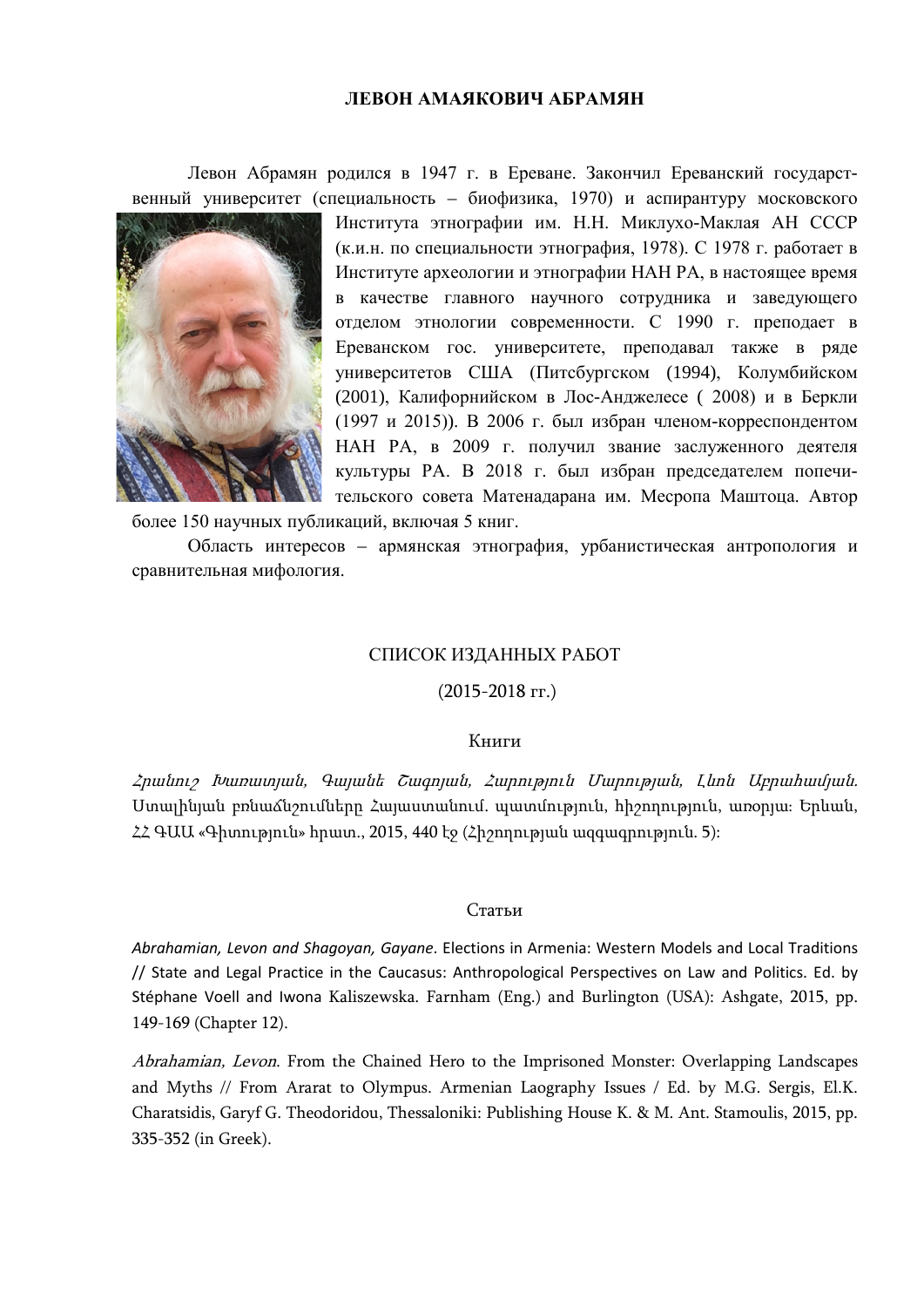**ЛЕВОН АМАЯКОВИЧ АБРАМЯН**

Левон Абрамян родился в 1947 г. в Ереване. Закончил Ереванский государственный университет (специальность – биофизика, 1970) и аспирантуру московского Института этнографии им. Н.Н. Миклухо-Маклая АН СССР (к.и.н. по специальности этнография, 1978). С 1978 г. работает в Институте археологии и этнографии НАН РА, в настоящее время в качестве главного научного сотрудника и заведующего отделом этнологии современности. С 1990 г. преподает в Ереванском гос. университете, преподавал также в ряде университетов США (Питсбургском (1994), Колумбийском (2001), Калифорнийском в Лос-Анджелесе ( 2008) и в Беркли (1997 и 2015)). В 2006 г. был избран членом-корреспондентом НАН РА, в 2009 г. получил звание заслуженного деятеля культуры РА. В 2018 г. был избран председателем попечительского совета Матенадарана им. Месропа Маштоца. Автор более 150 научных публикаций, включая 5 книг.

Область интересов – армянская этнография, урбанистическая антропология и сравнительная мифология.

## СПИСОК ИЗДАННЫХ РАБОТ

(2015-2018 гг.)

### Книги

*Հրանուշ Խառատյան, Գայանե Շագոյան, Հարություն Մարության, Լևոն Աբրահամյան.* Ստալինյան բռնաճնշումները Հայաստանում. պատմություն, հիշողություն, առօրյա: Երևան, ՀՀ ԳԱԱ «Գիտություն» հրատ., 2015, 440 էջ (Հիշողության ազգագրություն. 5):

### Статьи

*Abrahamian, Levon and Shagoyan, Gayane*. Elections in Armenia: Western Models and Local Traditions // State and Legal Practice in the Caucasus: Anthropological Perspectives on Law and Politics. Ed. by Stéphane Voell and Iwona Kaliszewska. Farnham (Eng.) and Burlington (USA): Ashgate, 2015, pp. 149-169 (Chapter 12).

*Abrahamian, Levon*. From the Chained Hero to the Imprisoned Monster: Overlapping Landscapes and Myths // From Ararat to Olympus. Armenian Laography Issues / Ed. by M.G. Sergis, El.K. Charatsidis, Garyf G. Theodoridou, Thessaloniki: Publishing House K. & M. Ant. Stamoulis, 2015, pp. 335-352 (in Greek).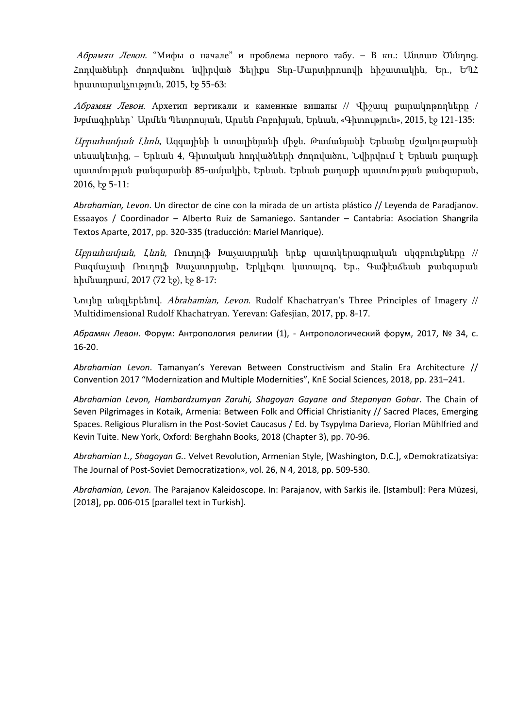*Абрамян Левон*. "Мифы о начале" и проблема первого табу. – В кн.: Անտառ Ծննդոց. Հոդվածների ժողովածու նվիրված Ֆելիքս Տեր-Մարտիրոսովի հիշատակին, Եր., ԵՊՀ հրատարակչություն, 2015, էջ 55-63:

*Абрамян Левон*. Архетип вертикали и каменные вишапы // Վիշապ քարակոթողները / Խմբագիրներ՝ Արմեն Պետրոսյան, Արսեն Բոբոխյան, Երևան, «Գիտություն», 2015, էջ 121-135:

*Աբրահամյան Լևոն*, Ազգայինի և ստալինյանի միջև. Թամանյանի Երևանը մշակութաբանի տեսակետից, – Երևան 4, Գիտական հոդվածների ժողովածու, Նվիրվում է Երևան քաղաքի պատմության թանգարանի 85-ամյակին, Երևան. Երևան քաղաքի պատմության թանգարան, 2016, էջ 5-11:

*Abrahamian, Levon*. Un director de cine con la mirada de un artista plástico // Leyenda de Paradjanov. Essaayos / Coordinador – Alberto Ruiz de Samaniego. Santander – Cantabria: Asociation Shangrila Textos Aparte, 2017, pp. 320-335 (traducción: Mariel Manrique).

*Աբրահամյան, Լևոն*, Ռուդոլֆ Խաչատրյանի երեք պատկերագրական սկզբունքները // Բազմաչափ Ռուդոլֆ Խաչատրյանը, Երկլեզու կատալոգ, Եր., Գաֆէսճեան թանգարան հիմնադրամ, 2017 (72 էջ), էջ 8-17:

Նույնը անգլերենով. *Abrahamian, Levon*. Rudolf Khachatryan's Three Principles of Imagery // Multidimensional Rudolf Khachatryan. Yerevan: Gafesjian, 2017, pp. 8-17.

*Абрамян Левон*. Форум: Антропология религии (1), - Антропологический форум, 2017, № 34, с. 16-20.

*Abrahamian Levon*. Tamanyan's Yerevan Between Constructivism and Stalin Era Architecture // Convention 2017 "Modernization and Multiple Modernities", KnE Social Sciences, 2018, pp. 231–241.

*Abrahamian Levon, Hambardzumyan Zaruhi, Shagoyan Gayane and Stepanyan Gohar*. The Chain of Seven Pilgrimages in Kotaik, Armenia: Between Folk and Official Christianity // Sacred Places, Emerging Spaces. Religious Pluralism in the Post-Soviet Caucasus / Ed. by Tsypylma Darieva, Florian Mühlfried and Kevin Tuite. New York, Oxford: Berghahn Books, 2018 (Chapter 3), pp. 70-96.

*Abrahamian L., Shagoyan G.*. Velvet Revolution, Armenian Style, [Washington, D.C.], «Demokratizatsiya: The Journal of Post-Soviet Democratization», vol. 26, N 4, 2018, pp. 509-530.

*Abrahamian, Levon.* The Parajanov Kaleidoscope. In: Parajanov, with Sarkis ile. [Istambul]: Pera Müzesi, [2018], pp. 006-015 [parallel text in Turkish].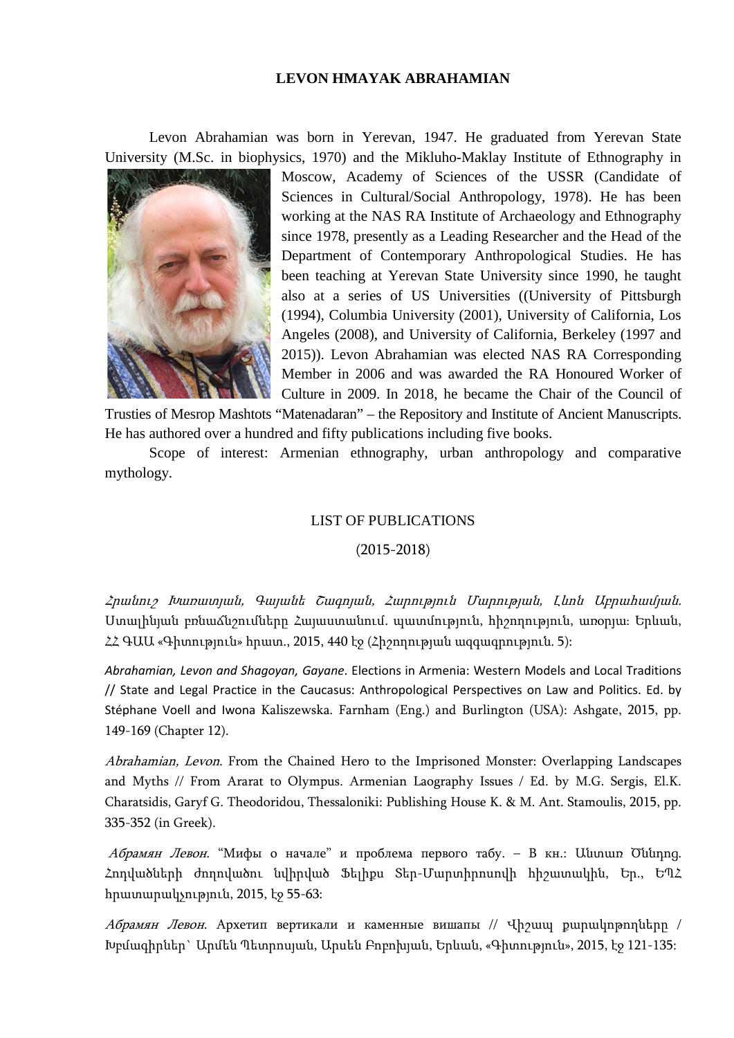**LEVON HMAYAK ABRAHAMIAN**

Levon Abrahamian was born in Yerevan, 1947. He graduated from Yerevan State University (M.Sc. in biophysics, 1970) and the Mikluho-Maklay Institute of Ethnography in Moscow, Academy of Sciences of the USSR (Candidate of Sciences in Cultural/Social Anthropology, 1978). He has been working at the NAS RA Institute of Archaeology and Ethnography since 1978, presently as a Leading Researcher and the Head of the Department of Contemporary Anthropological Studies. He has been teaching at Yerevan State University since 1990, he taught also at a series of US Universities ((University of Pittsburgh (1994), Columbia University (2001), University of California, Los Angeles (2008), and University of California, Berkeley (1997 and 2015)). Levon Abrahamian was elected NAS RA Corresponding Member in 2006 and was awarded the RA Honoured Worker of Culture in 2009. In 2018, he became the Chair of the Council of Trusties of Mesrop Mashtots "Matenadaran" – the Repository and Institute of Ancient Manuscripts. He has authored over a hundred and fifty publications including five books.

Scope of interest: Armenian ethnography, urban anthropology and comparative mythology.

LIST OF PUBLICATIONS

(2015-2018)

*Հրանուշ Խառատյան, Գայանե Շագոյան, Հարություն Մարության, Լևոն Աբրահամյան.* Ստալինյան բռնաճնշումները Հայաստանում. պատմություն, հիշողություն, առօրյա։ Երևան, ՀՀ ԳԱԱ «Գիտություն» հրատ., 2015, 440 էջ (Հիշողության ազգագրություն. 5)։

*Abrahamian, Levon and Shagoyan, Gayane*. Elections in Armenia: Western Models and Local Traditions // State and Legal Practice in the Caucasus: Anthropological Perspectives on Law and Politics. Ed. by Stéphane Voell and Iwona Kaliszewska. Farnham (Eng.) and Burlington (USA): Ashgate, 2015, pp. 149-169 (Chapter 12).

*Abrahamian, Levon*. From the Chained Hero to the Imprisoned Monster: Overlapping Landscapes and Myths // From Ararat to Olympus. Armenian Laography Issues / Ed. by M.G. Sergis, El.K. Charatsidis, Garyf G. Theodoridou, Thessaloniki: Publishing House K. & M. Ant. Stamoulis, 2015, pp. 335-352 (in Greek).

*Абрамян Левон*. "Мифы о начале" и проблема первого табу. – В кн.: Անտառ Ծննդոց. Հոդվածների ժողովածու նվիրված Ֆելիքս Տեր-Մարտիրոսովի հիշատակին, Եր., ԵՊՀ հրատարակչություն, 2015, էջ 55-63։

*Абрамян Левон*. Архетип вертикали и каменные вишапы // Վիշապ քարակոթողները / Խմբագիրներ՝ Արմեն Պետրոսյան, Արսեն Բոբոխյան, Երևան, «Գիտություն», 2015, էջ 121-135։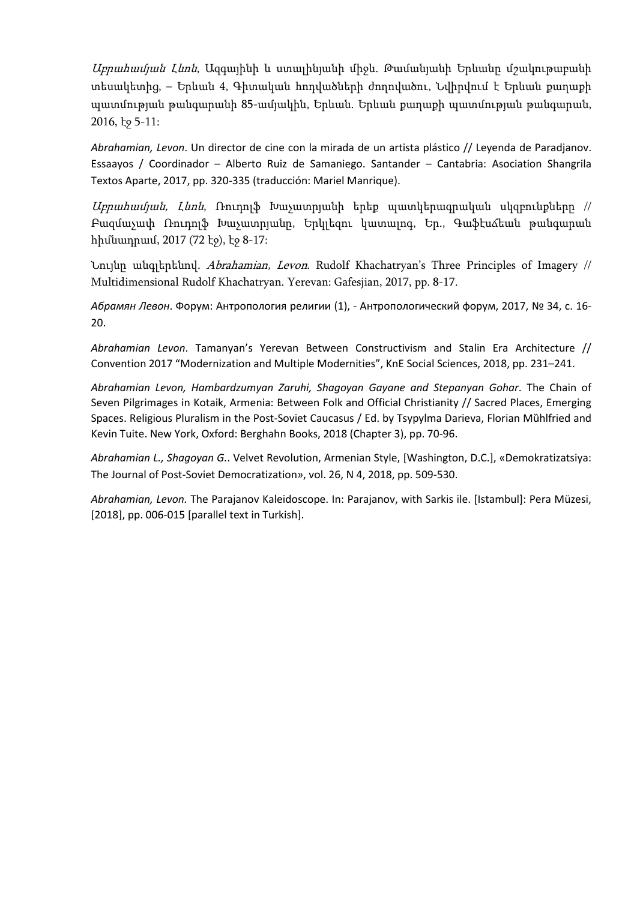*Աբրահամյան Լևոն*, Ազգայինի և ստալինյանի միջև. Թամանյանի Երևանը մշակութաբանի տեսակետից, – Երևան 4, Գիտական հոդվածների ժողովածու, Նվիրվում է Երևան քաղաքի պատմության թանգարանի 85-ամյակին, Երևան. Երևան քաղաքի պատմության թանգարան, 2016, էջ 5-11:

*Abrahamian, Levon*. Un director de cine con la mirada de un artista plástico // Leyenda de Paradjanov. Essaayos / Coordinador – Alberto Ruiz de Samaniego. Santander – Cantabria: Asociation Shangrila Textos Aparte, 2017, pp. 320-335 (traducción: Mariel Manrique).

*Աբրահամյան, Լևոն*, Ռուդոլֆ Խաչատրյանի երեք պատկերագրական սկզբունքները // Բազմաչափ Ռուդոլֆ Խաչատրյանը, Երկլեզու կատալոգ, Եր., Գաֆէսճեան թանգարան հիմնադրամ, 2017 (72 էջ), էջ 8-17:

Նույնը անգլերենով. *Abrahamian, Levon*. Rudolf Khachatryan's Three Principles of Imagery // Multidimensional Rudolf Khachatryan. Yerevan: Gafesjian, 2017, pp. 8-17.

*Абрамян Левон*. Форум: Антропология религии (1), - Антропологический форум, 2017, № 34, с. 16-20.

*Abrahamian Levon*. Tamanyan's Yerevan Between Constructivism and Stalin Era Architecture // Convention 2017 "Modernization and Multiple Modernities", KnE Social Sciences, 2018, pp. 231–241.

*Abrahamian Levon, Hambardzumyan Zaruhi, Shagoyan Gayane and Stepanyan Gohar*. The Chain of Seven Pilgrimages in Kotaik, Armenia: Between Folk and Official Christianity // Sacred Places, Emerging Spaces. Religious Pluralism in the Post-Soviet Caucasus / Ed. by Tsypylma Darieva, Florian Mùhlfried and Kevin Tuite. New York, Oxford: Berghahn Books, 2018 (Chapter 3), pp. 70-96.

*Abrahamian L., Shagoyan G.*. Velvet Revolution, Armenian Style, [Washington, D.C.], «Demokratizatsiya: The Journal of Post-Soviet Democratization», vol. 26, N 4, 2018, pp. 509-530.

*Abrahamian, Levon.* The Parajanov Kaleidoscope. In: Parajanov, with Sarkis ile. [Istambul]: Pera Müzesi, [2018], pp. 006-015 [parallel text in Turkish].